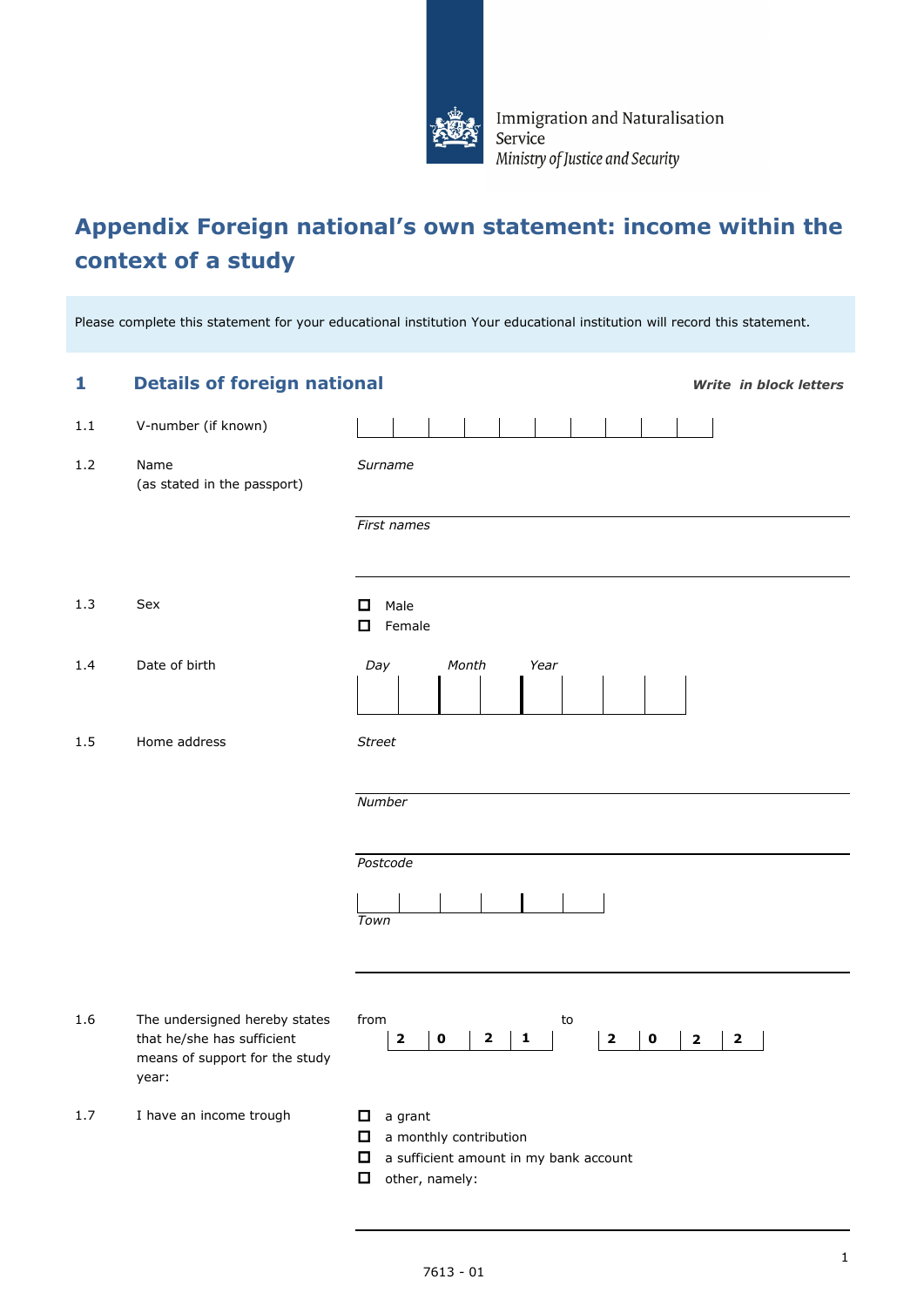Immigration and Naturalisation Service
*Ministry of Justice and Security*

# Appendix Foreign national's own statement: income within the context of a study

Please complete this statement for your educational institution Your educational institution will record this statement.

## 1 Details of foreign national

***Write in block letters***

1.1 V-number (if known)

1.2 Name (as stated in the passport)

*Surname*

*First names*

1.3 Sex

- ☐ Male
- ☐ Female

1.4 Date of birth

*Day* *Month* *Year*

1.5 Home address

*Street*

*Number*

*Postcode*

*Town*

1.6 The undersigned hereby states that he/she has sufficient means of support for the study year:

from **2 0 2 1** to **2 0 2 2**

1.7 I have an income trough

- ☐ a grant
- ☐ a monthly contribution
- ☐ a sufficient amount in my bank account
- ☐ other, namely:

7613 - 01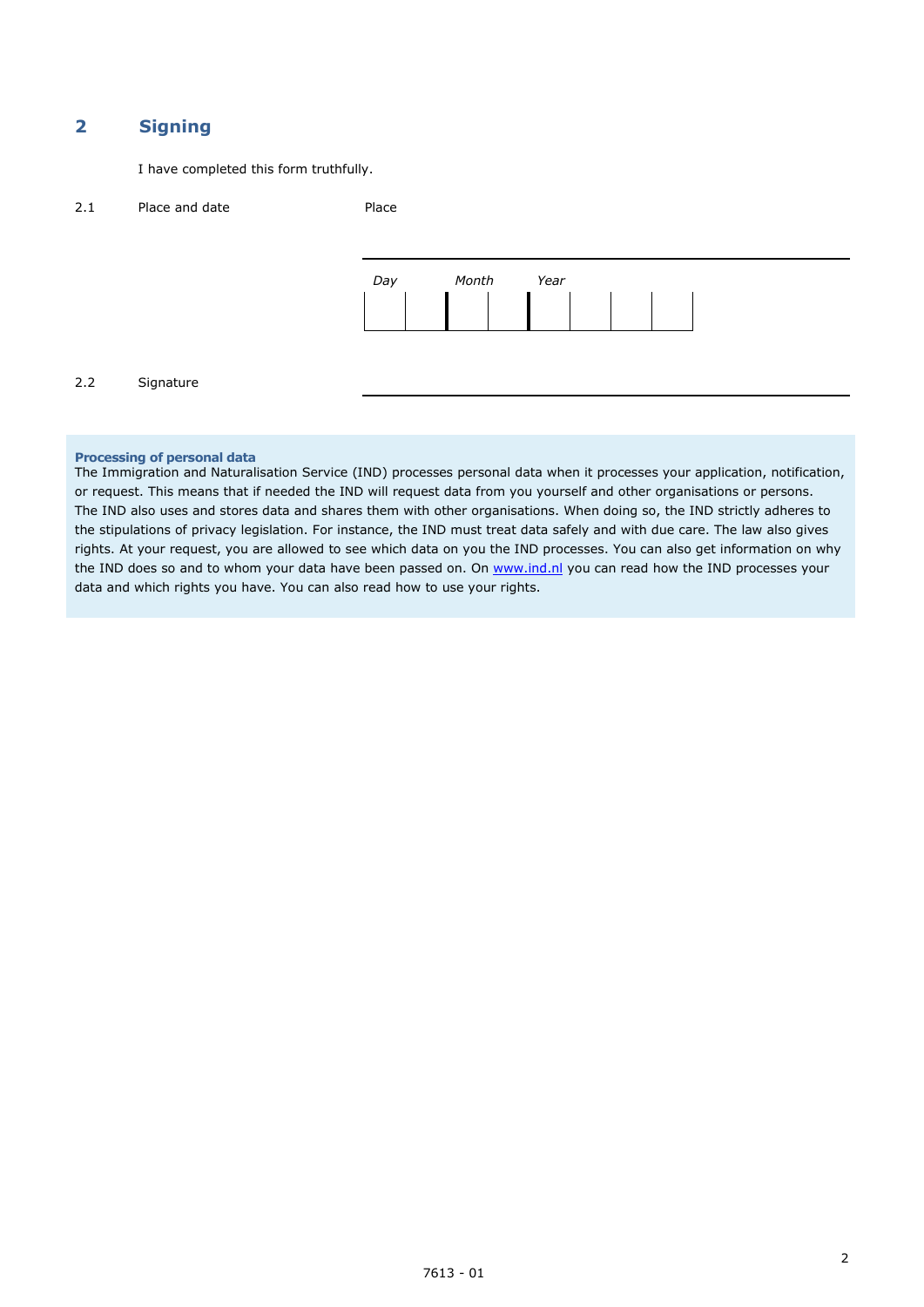## 2 Signing

I have completed this form truthfully.

2.1 Place and date

Place

_______________________________________________

*Day* *Month* *Year*

| | | | | | | | |
|---|---|---|---|---|---|---|---|
| | | | | | | | |

2.2 Signature

_______________________________________________

**Processing of personal data**

The Immigration and Naturalisation Service (IND) processes personal data when it processes your application, notification, or request. This means that if needed the IND will request data from you yourself and other organisations or persons. The IND also uses and stores data and shares them with other organisations. When doing so, the IND strictly adheres to the stipulations of privacy legislation. For instance, the IND must treat data safely and with due care. The law also gives rights. At your request, you are allowed to see which data on you the IND processes. You can also get information on why the IND does so and to whom your data have been passed on. On www.ind.nl you can read how the IND processes your data and which rights you have. You can also read how to use your rights.

7613 - 01